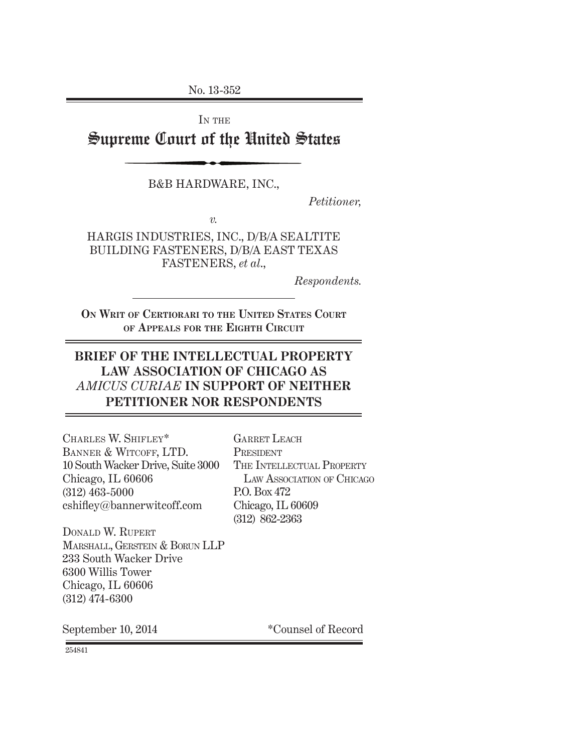No. 13-352

IN THE

# Supreme Court of the United States

B&B HARDWARE, INC.,

*Petitioner,*

*v.*

HARGIS INDUSTRIES, INC., D/B/A SEALTITE BUILDING FASTENERS, D/B/A EAST TEXAS FASTENERS, *et al.*,

*Respondents.*

**ON WRIT OF CERTIORARI TO THE UNITED STATES COURT OF APPEALS FOR THE EIGHTH CIRCUIT**

## BRIEF OF THE INTELLECTUAL PROPERTY LAW ASSOCIATION OF CHICAGO AS *AMICUS CURIAE* IN SUPPORT OF NEITHER PETITIONER NOR RESPONDENTS

CHARLES W. SHIFLEY*
BANNER & WITCOFF, LTD.
10 South Wacker Drive, Suite 3000
Chicago, IL 60606
(312) 463-5000
cshifley@bannerwitcoff.com

DONALD W. RUPERT
MARSHALL, GERSTEIN & BORUN LLP
233 South Wacker Drive
6300 Willis Tower
Chicago, IL 60606
(312) 474-6300

GARRET LEACH
PRESIDENT
THE INTELLECTUAL PROPERTY LAW ASSOCIATION OF CHICAGO
P.O. Box 472
Chicago, IL 60609
(312) 862-2363

September 10, 2014

*Counsel of Record

254841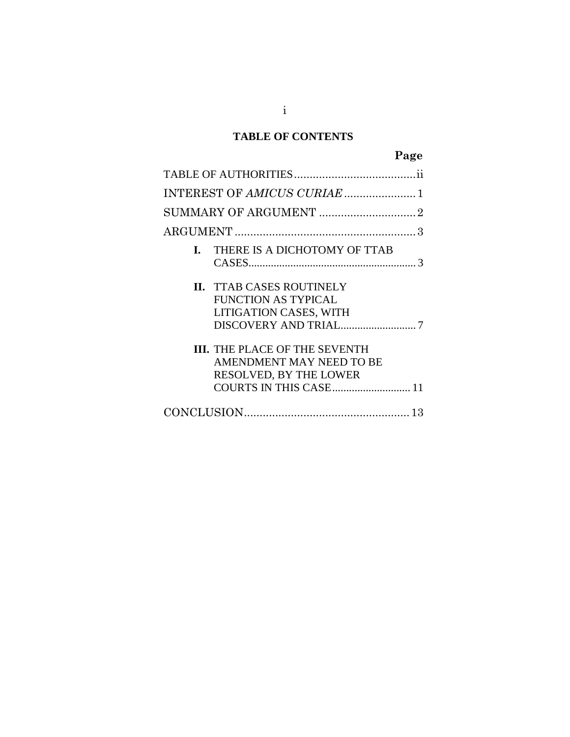## TABLE OF CONTENTS

| | Page |
|---|---|
| TABLE OF AUTHORITIES | ii |
| INTEREST OF *AMICUS CURIAE* | 1 |
| SUMMARY OF ARGUMENT | 2 |
| ARGUMENT | 3 |
| **I.** THERE IS A DICHOTOMY OF TTAB CASES | 3 |
| **II.** TTAB CASES ROUTINELY FUNCTION AS TYPICAL LITIGATION CASES, WITH DISCOVERY AND TRIAL | 7 |
| **III.** THE PLACE OF THE SEVENTH AMENDMENT MAY NEED TO BE RESOLVED, BY THE LOWER COURTS IN THIS CASE | 11 |
| CONCLUSION | 13 |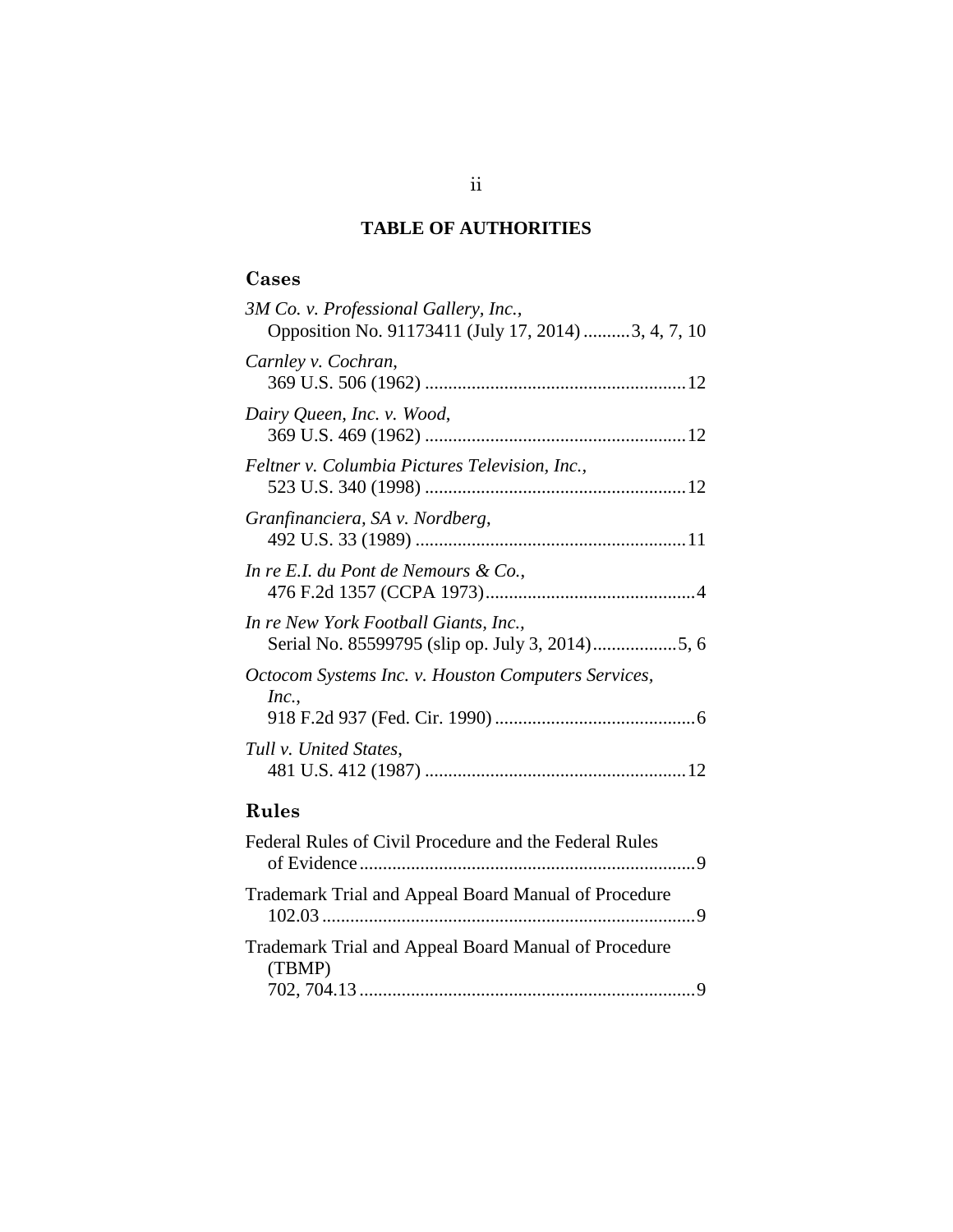## TABLE OF AUTHORITIES

### Cases

*3M Co. v. Professional Gallery, Inc.*,
Opposition No. 91173411 (July 17, 2014) .......... 3, 4, 7, 10

*Carnley v. Cochran*,
369 U.S. 506 (1962) ........................................................ 12

*Dairy Queen, Inc. v. Wood*,
369 U.S. 469 (1962) ........................................................ 12

*Feltner v. Columbia Pictures Television, Inc.*,
523 U.S. 340 (1998) ........................................................ 12

*Granfinanciera, SA v. Nordberg*,
492 U.S. 33 (1989) .......................................................... 11

*In re E.I. du Pont de Nemours & Co.*,
476 F.2d 1357 (CCPA 1973)............................................. 4

*In re New York Football Giants, Inc.*,
Serial No. 85599795 (slip op. July 3, 2014).................. 5, 6

*Octocom Systems Inc. v. Houston Computers Services, Inc.*,
918 F.2d 937 (Fed. Cir. 1990) ........................................... 6

*Tull v. United States*,
481 U.S. 412 (1987) ........................................................ 12

### Rules

Federal Rules of Civil Procedure and the Federal Rules of Evidence ........................................................................ 9

Trademark Trial and Appeal Board Manual of Procedure 102.03 ................................................................................ 9

Trademark Trial and Appeal Board Manual of Procedure (TBMP)
702, 704.13 ........................................................................ 9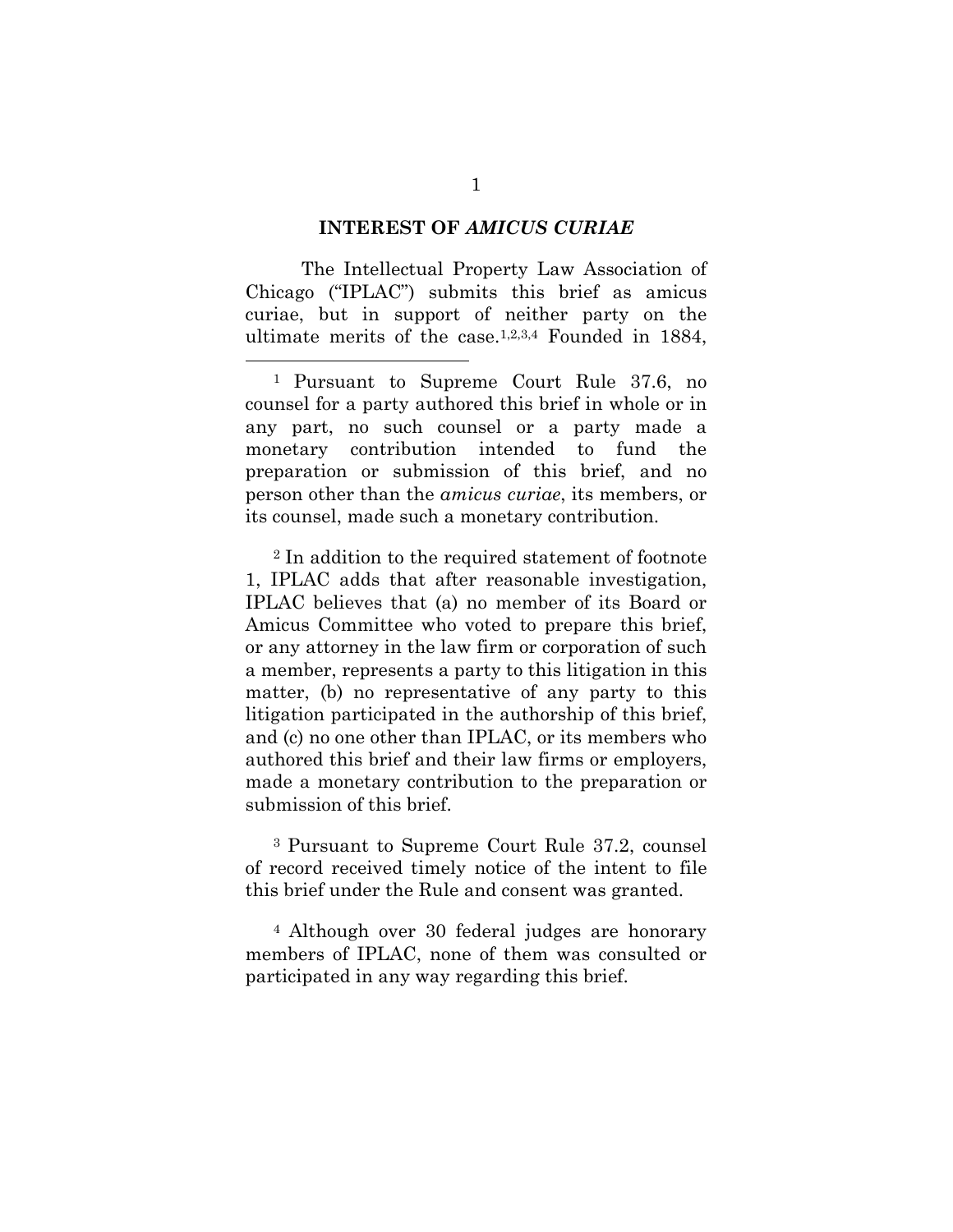## INTEREST OF *AMICUS CURIAE*

The Intellectual Property Law Association of Chicago ("IPLAC") submits this brief as amicus curiae, but in support of neither party on the ultimate merits of the case.[1,2,3,4] Founded in 1884,

---

[1] Pursuant to Supreme Court Rule 37.6, no counsel for a party authored this brief in whole or in any part, no such counsel or a party made a monetary contribution intended to fund the preparation or submission of this brief, and no person other than the *amicus curiae*, its members, or its counsel, made such a monetary contribution.

[2] In addition to the required statement of footnote 1, IPLAC adds that after reasonable investigation, IPLAC believes that (a) no member of its Board or Amicus Committee who voted to prepare this brief, or any attorney in the law firm or corporation of such a member, represents a party to this litigation in this matter, (b) no representative of any party to this litigation participated in the authorship of this brief, and (c) no one other than IPLAC, or its members who authored this brief and their law firms or employers, made a monetary contribution to the preparation or submission of this brief.

[3] Pursuant to Supreme Court Rule 37.2, counsel of record received timely notice of the intent to file this brief under the Rule and consent was granted.

[4] Although over 30 federal judges are honorary members of IPLAC, none of them was consulted or participated in any way regarding this brief.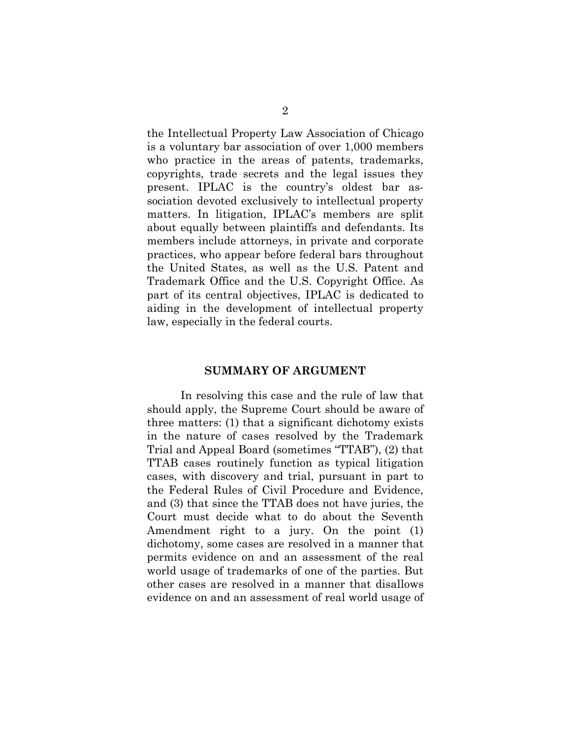the Intellectual Property Law Association of Chicago is a voluntary bar association of over 1,000 members who practice in the areas of patents, trademarks, copyrights, trade secrets and the legal issues they present. IPLAC is the country's oldest bar association devoted exclusively to intellectual property matters. In litigation, IPLAC's members are split about equally between plaintiffs and defendants. Its members include attorneys, in private and corporate practices, who appear before federal bars throughout the United States, as well as the U.S. Patent and Trademark Office and the U.S. Copyright Office. As part of its central objectives, IPLAC is dedicated to aiding in the development of intellectual property law, especially in the federal courts.

## SUMMARY OF ARGUMENT

In resolving this case and the rule of law that should apply, the Supreme Court should be aware of three matters: (1) that a significant dichotomy exists in the nature of cases resolved by the Trademark Trial and Appeal Board (sometimes "TTAB"), (2) that TTAB cases routinely function as typical litigation cases, with discovery and trial, pursuant in part to the Federal Rules of Civil Procedure and Evidence, and (3) that since the TTAB does not have juries, the Court must decide what to do about the Seventh Amendment right to a jury. On the point (1) dichotomy, some cases are resolved in a manner that permits evidence on and an assessment of the real world usage of trademarks of one of the parties. But other cases are resolved in a manner that disallows evidence on and an assessment of real world usage of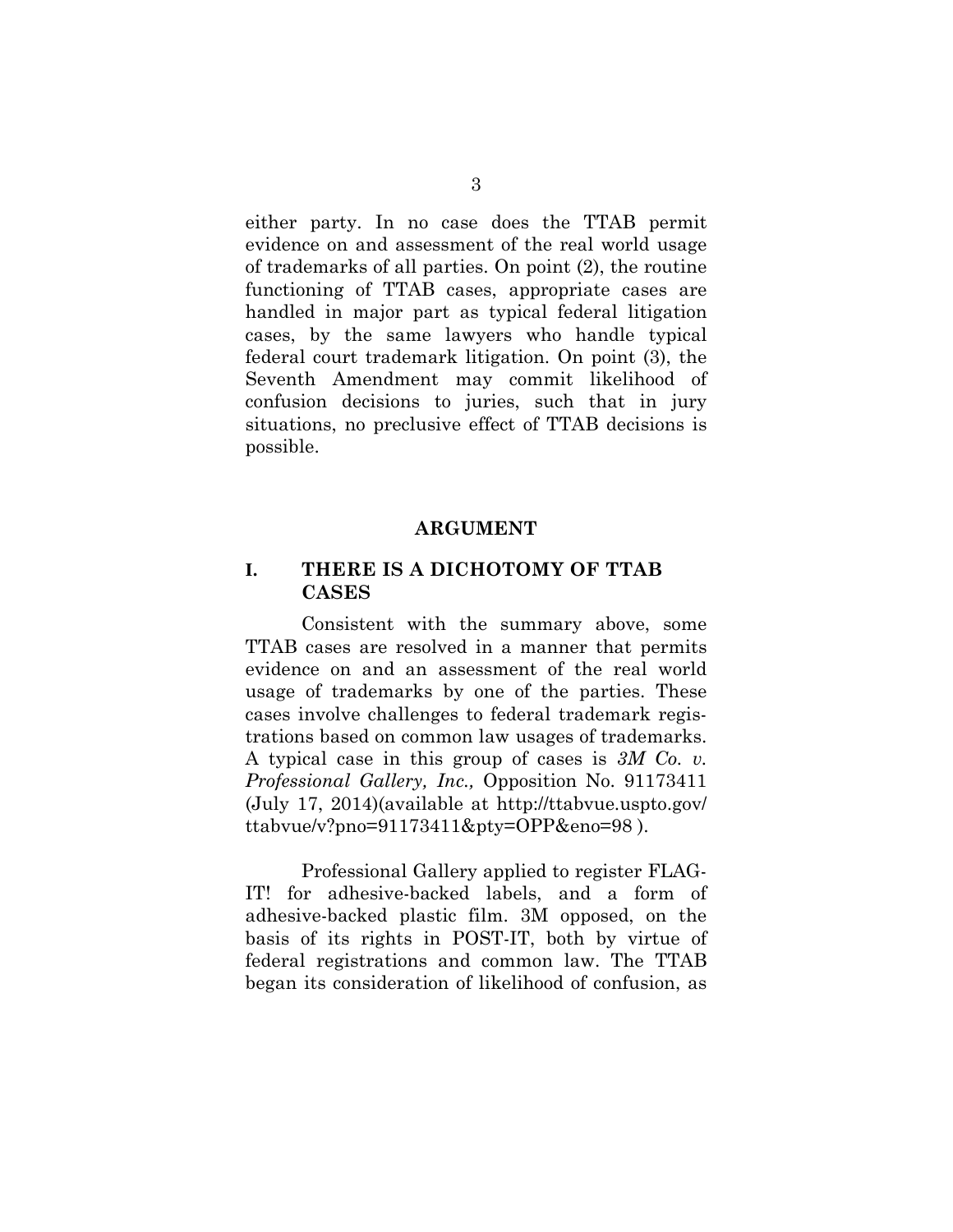either party. In no case does the TTAB permit evidence on and assessment of the real world usage of trademarks of all parties. On point (2), the routine functioning of TTAB cases, appropriate cases are handled in major part as typical federal litigation cases, by the same lawyers who handle typical federal court trademark litigation. On point (3), the Seventh Amendment may commit likelihood of confusion decisions to juries, such that in jury situations, no preclusive effect of TTAB decisions is possible.

## ARGUMENT

### I. THERE IS A DICHOTOMY OF TTAB CASES

Consistent with the summary above, some TTAB cases are resolved in a manner that permits evidence on and an assessment of the real world usage of trademarks by one of the parties. These cases involve challenges to federal trademark registrations based on common law usages of trademarks. A typical case in this group of cases is *3M Co. v. Professional Gallery, Inc.,* Opposition No. 91173411 (July 17, 2014)(available at http://ttabvue.uspto.gov/ttabvue/v?pno=91173411&pty=OPP&eno=98 ).

Professional Gallery applied to register FLAG-IT! for adhesive-backed labels, and a form of adhesive-backed plastic film. 3M opposed, on the basis of its rights in POST-IT, both by virtue of federal registrations and common law. The TTAB began its consideration of likelihood of confusion, as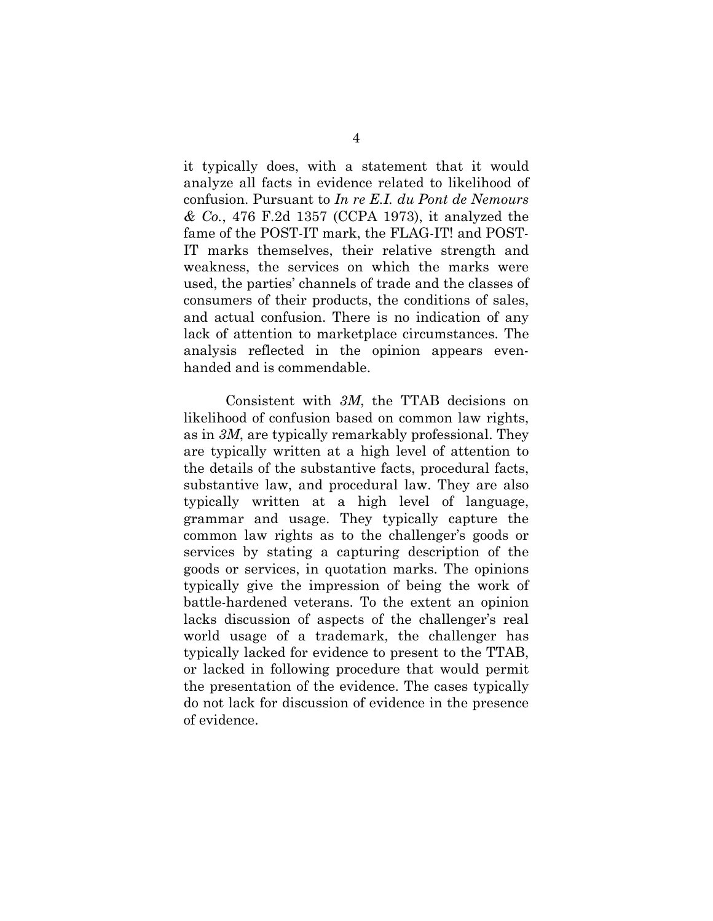it typically does, with a statement that it would analyze all facts in evidence related to likelihood of confusion. Pursuant to *In re E.I. du Pont de Nemours & Co.*, 476 F.2d 1357 (CCPA 1973), it analyzed the fame of the POST-IT mark, the FLAG-IT! and POST-IT marks themselves, their relative strength and weakness, the services on which the marks were used, the parties' channels of trade and the classes of consumers of their products, the conditions of sales, and actual confusion. There is no indication of any lack of attention to marketplace circumstances. The analysis reflected in the opinion appears even-handed and is commendable.

Consistent with *3M*, the TTAB decisions on likelihood of confusion based on common law rights, as in *3M*, are typically remarkably professional. They are typically written at a high level of attention to the details of the substantive facts, procedural facts, substantive law, and procedural law. They are also typically written at a high level of language, grammar and usage. They typically capture the common law rights as to the challenger's goods or services by stating a capturing description of the goods or services, in quotation marks. The opinions typically give the impression of being the work of battle-hardened veterans. To the extent an opinion lacks discussion of aspects of the challenger's real world usage of a trademark, the challenger has typically lacked for evidence to present to the TTAB, or lacked in following procedure that would permit the presentation of the evidence. The cases typically do not lack for discussion of evidence in the presence of evidence.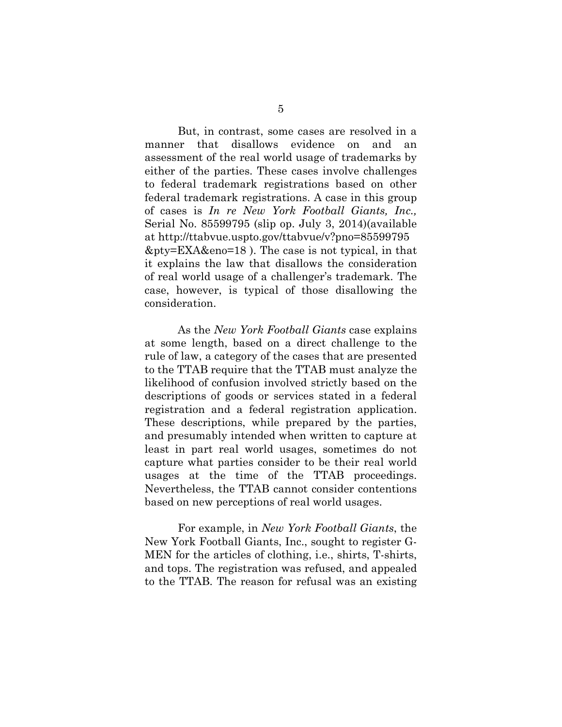But, in contrast, some cases are resolved in a manner that disallows evidence on and an assessment of the real world usage of trademarks by either of the parties. These cases involve challenges to federal trademark registrations based on other federal trademark registrations. A case in this group of cases is *In re New York Football Giants, Inc.,* Serial No. 85599795 (slip op. July 3, 2014)(available at http://ttabvue.uspto.gov/ttabvue/v?pno=85599795 &pty=EXA&eno=18 ). The case is not typical, in that it explains the law that disallows the consideration of real world usage of a challenger's trademark. The case, however, is typical of those disallowing the consideration.

As the *New York Football Giants* case explains at some length, based on a direct challenge to the rule of law, a category of the cases that are presented to the TTAB require that the TTAB must analyze the likelihood of confusion involved strictly based on the descriptions of goods or services stated in a federal registration and a federal registration application. These descriptions, while prepared by the parties, and presumably intended when written to capture at least in part real world usages, sometimes do not capture what parties consider to be their real world usages at the time of the TTAB proceedings. Nevertheless, the TTAB cannot consider contentions based on new perceptions of real world usages.

For example, in *New York Football Giants*, the New York Football Giants, Inc., sought to register G-MEN for the articles of clothing, i.e., shirts, T-shirts, and tops. The registration was refused, and appealed to the TTAB. The reason for refusal was an existing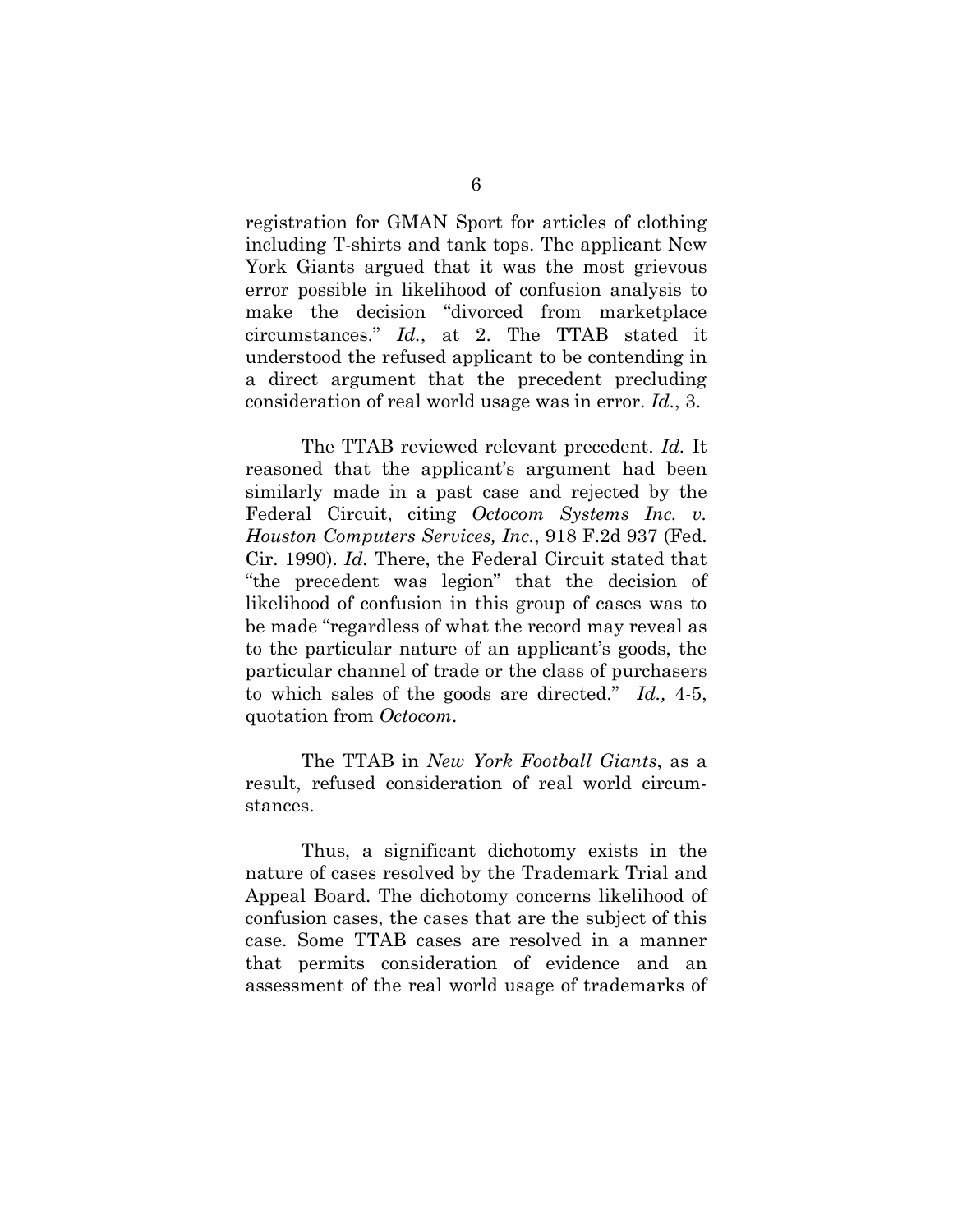registration for GMAN Sport for articles of clothing including T-shirts and tank tops. The applicant New York Giants argued that it was the most grievous error possible in likelihood of confusion analysis to make the decision "divorced from marketplace circumstances." *Id.*, at 2. The TTAB stated it understood the refused applicant to be contending in a direct argument that the precedent precluding consideration of real world usage was in error. *Id.*, 3.

The TTAB reviewed relevant precedent. *Id.* It reasoned that the applicant's argument had been similarly made in a past case and rejected by the Federal Circuit, citing *Octocom Systems Inc. v. Houston Computers Services, Inc.*, 918 F.2d 937 (Fed. Cir. 1990). *Id.* There, the Federal Circuit stated that "the precedent was legion" that the decision of likelihood of confusion in this group of cases was to be made "regardless of what the record may reveal as to the particular nature of an applicant's goods, the particular channel of trade or the class of purchasers to which sales of the goods are directed." *Id.,* 4-5, quotation from *Octocom*.

The TTAB in *New York Football Giants*, as a result, refused consideration of real world circumstances.

Thus, a significant dichotomy exists in the nature of cases resolved by the Trademark Trial and Appeal Board. The dichotomy concerns likelihood of confusion cases, the cases that are the subject of this case. Some TTAB cases are resolved in a manner that permits consideration of evidence and an assessment of the real world usage of trademarks of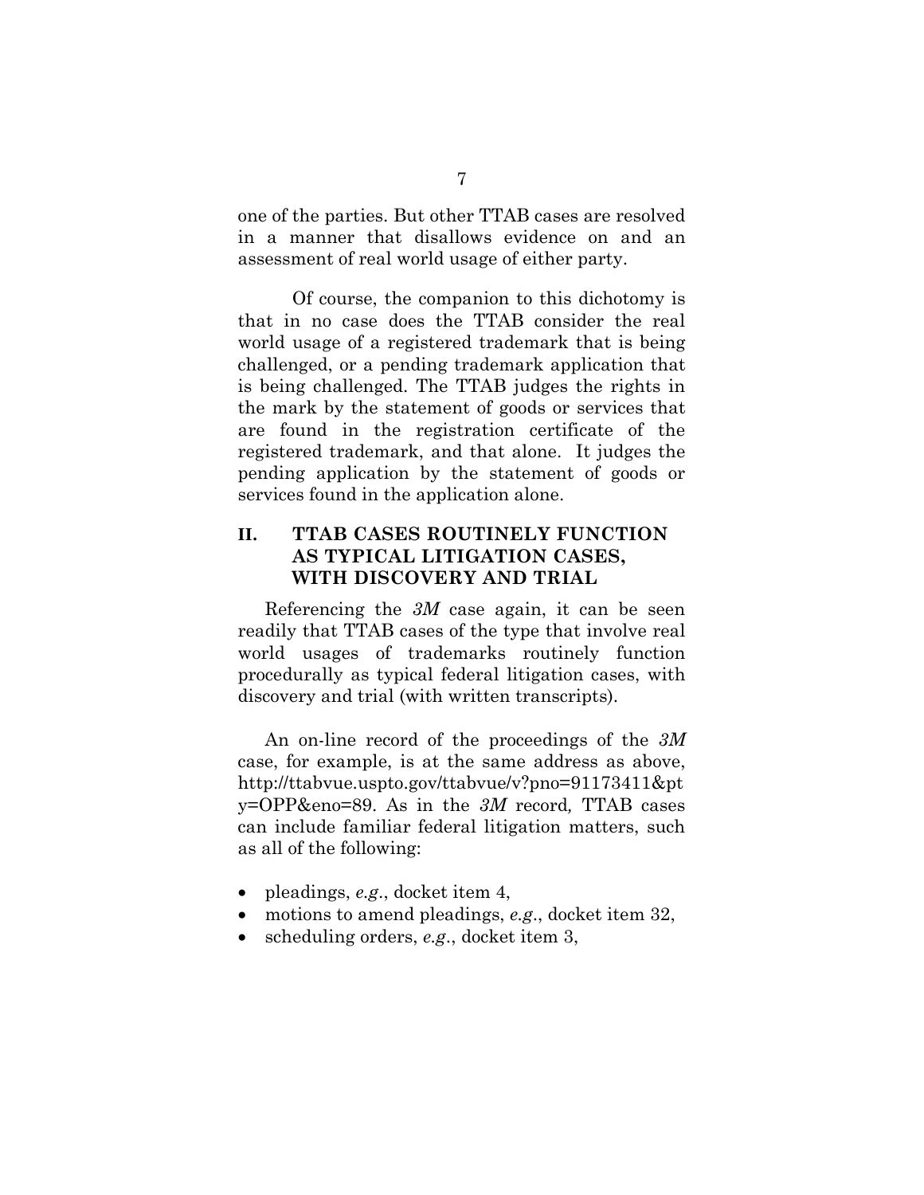one of the parties. But other TTAB cases are resolved in a manner that disallows evidence on and an assessment of real world usage of either party.

Of course, the companion to this dichotomy is that in no case does the TTAB consider the real world usage of a registered trademark that is being challenged, or a pending trademark application that is being challenged. The TTAB judges the rights in the mark by the statement of goods or services that are found in the registration certificate of the registered trademark, and that alone. It judges the pending application by the statement of goods or services found in the application alone.

## II. TTAB CASES ROUTINELY FUNCTION AS TYPICAL LITIGATION CASES, WITH DISCOVERY AND TRIAL

Referencing the *3M* case again, it can be seen readily that TTAB cases of the type that involve real world usages of trademarks routinely function procedurally as typical federal litigation cases, with discovery and trial (with written transcripts).

An on-line record of the proceedings of the *3M* case, for example, is at the same address as above, http://ttabvue.uspto.gov/ttabvue/v?pno=91173411&pty=OPP&eno=89. As in the *3M* record, TTAB cases can include familiar federal litigation matters, such as all of the following:

- pleadings, *e.g*., docket item 4,
- motions to amend pleadings, *e.g*., docket item 32,
- scheduling orders, *e.g*., docket item 3,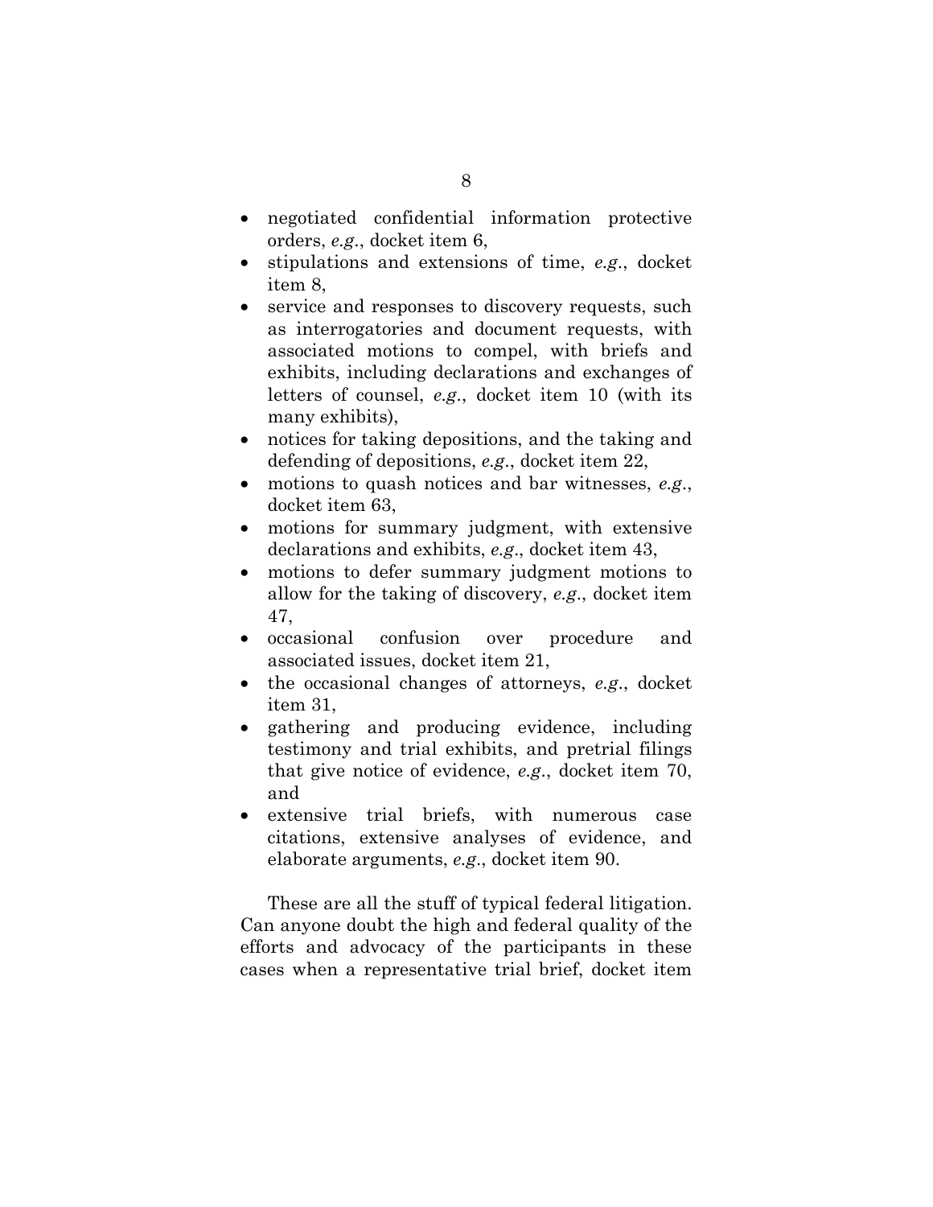- negotiated confidential information protective orders, *e.g.*, docket item 6,
- stipulations and extensions of time, *e.g.*, docket item 8,
- service and responses to discovery requests, such as interrogatories and document requests, with associated motions to compel, with briefs and exhibits, including declarations and exchanges of letters of counsel, *e.g.*, docket item 10 (with its many exhibits),
- notices for taking depositions, and the taking and defending of depositions, *e.g.*, docket item 22,
- motions to quash notices and bar witnesses, *e.g.*, docket item 63,
- motions for summary judgment, with extensive declarations and exhibits, *e.g.*, docket item 43,
- motions to defer summary judgment motions to allow for the taking of discovery, *e.g.*, docket item 47,
- occasional confusion over procedure and associated issues, docket item 21,
- the occasional changes of attorneys, *e.g.*, docket item 31,
- gathering and producing evidence, including testimony and trial exhibits, and pretrial filings that give notice of evidence, *e.g.*, docket item 70, and
- extensive trial briefs, with numerous case citations, extensive analyses of evidence, and elaborate arguments, *e.g.*, docket item 90.

These are all the stuff of typical federal litigation. Can anyone doubt the high and federal quality of the efforts and advocacy of the participants in these cases when a representative trial brief, docket item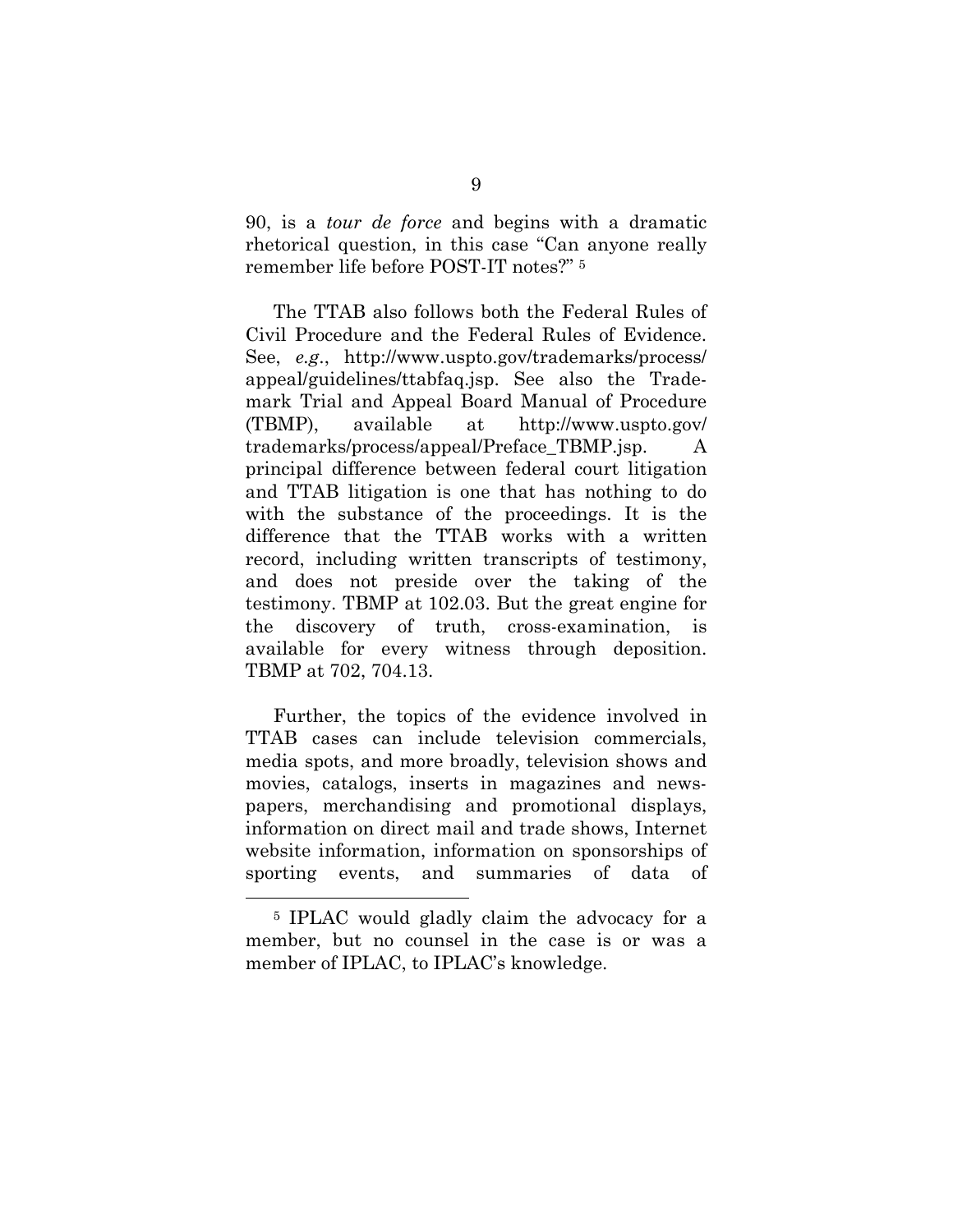90, is a *tour de force* and begins with a dramatic rhetorical question, in this case "Can anyone really remember life before POST-IT notes?" [5]

The TTAB also follows both the Federal Rules of Civil Procedure and the Federal Rules of Evidence. See, *e.g.*, http://www.uspto.gov/trademarks/process/appeal/guidelines/ttabfaq.jsp. See also the Trademark Trial and Appeal Board Manual of Procedure (TBMP), available at http://www.uspto.gov/trademarks/process/appeal/Preface_TBMP.jsp. A principal difference between federal court litigation and TTAB litigation is one that has nothing to do with the substance of the proceedings. It is the difference that the TTAB works with a written record, including written transcripts of testimony, and does not preside over the taking of the testimony. TBMP at 102.03. But the great engine for the discovery of truth, cross-examination, is available for every witness through deposition. TBMP at 702, 704.13.

Further, the topics of the evidence involved in TTAB cases can include television commercials, media spots, and more broadly, television shows and movies, catalogs, inserts in magazines and newspapers, merchandising and promotional displays, information on direct mail and trade shows, Internet website information, information on sponsorships of sporting events, and summaries of data of

---

[5] IPLAC would gladly claim the advocacy for a member, but no counsel in the case is or was a member of IPLAC, to IPLAC's knowledge.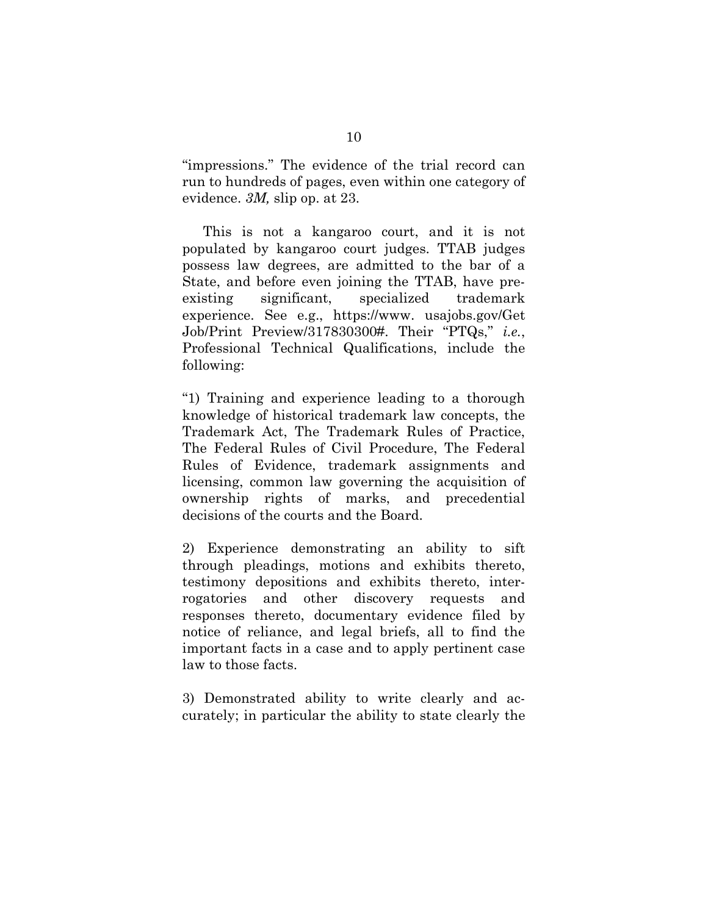"impressions." The evidence of the trial record can run to hundreds of pages, even within one category of evidence. *3M,* slip op. at 23.

This is not a kangaroo court, and it is not populated by kangaroo court judges. TTAB judges possess law degrees, are admitted to the bar of a State, and before even joining the TTAB, have pre-existing significant, specialized trademark experience. See e.g., https://www. usajobs.gov/Get Job/Print Preview/317830300#. Their "PTQs," *i.e.*, Professional Technical Qualifications, include the following:

"1) Training and experience leading to a thorough knowledge of historical trademark law concepts, the Trademark Act, The Trademark Rules of Practice, The Federal Rules of Civil Procedure, The Federal Rules of Evidence, trademark assignments and licensing, common law governing the acquisition of ownership rights of marks, and precedential decisions of the courts and the Board.

2) Experience demonstrating an ability to sift through pleadings, motions and exhibits thereto, testimony depositions and exhibits thereto, interrogatories and other discovery requests and responses thereto, documentary evidence filed by notice of reliance, and legal briefs, all to find the important facts in a case and to apply pertinent case law to those facts.

3) Demonstrated ability to write clearly and accurately; in particular the ability to state clearly the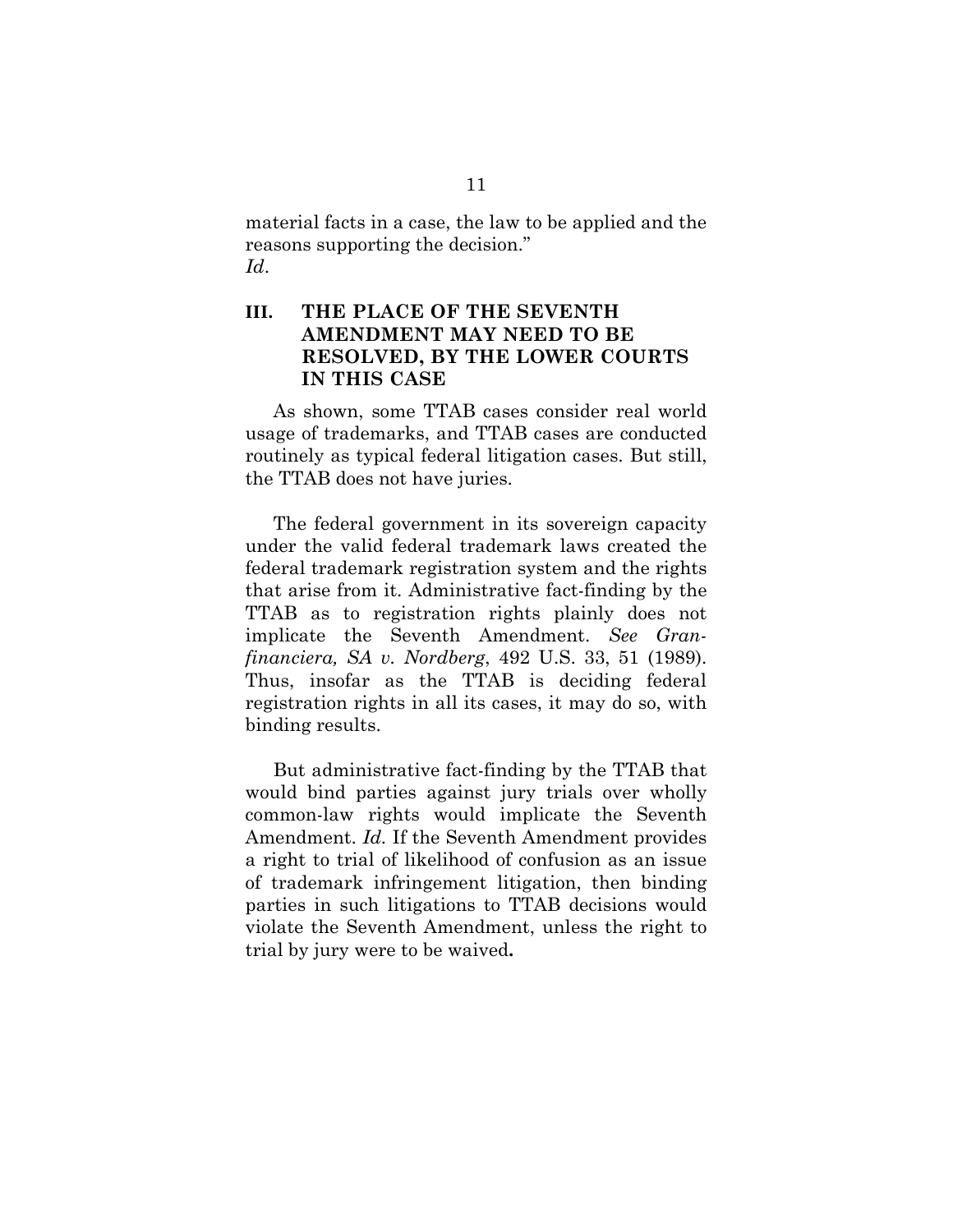material facts in a case, the law to be applied and the reasons supporting the decision."
*Id*.

## III. THE PLACE OF THE SEVENTH AMENDMENT MAY NEED TO BE RESOLVED, BY THE LOWER COURTS IN THIS CASE

As shown, some TTAB cases consider real world usage of trademarks, and TTAB cases are conducted routinely as typical federal litigation cases. But still, the TTAB does not have juries.

The federal government in its sovereign capacity under the valid federal trademark laws created the federal trademark registration system and the rights that arise from it. Administrative fact-finding by the TTAB as to registration rights plainly does not implicate the Seventh Amendment. *See Granfinanciera, SA v. Nordberg*, 492 U.S. 33, 51 (1989). Thus, insofar as the TTAB is deciding federal registration rights in all its cases, it may do so, with binding results.

But administrative fact-finding by the TTAB that would bind parties against jury trials over wholly common-law rights would implicate the Seventh Amendment. *Id.* If the Seventh Amendment provides a right to trial of likelihood of confusion as an issue of trademark infringement litigation, then binding parties in such litigations to TTAB decisions would violate the Seventh Amendment, unless the right to trial by jury were to be waived**.**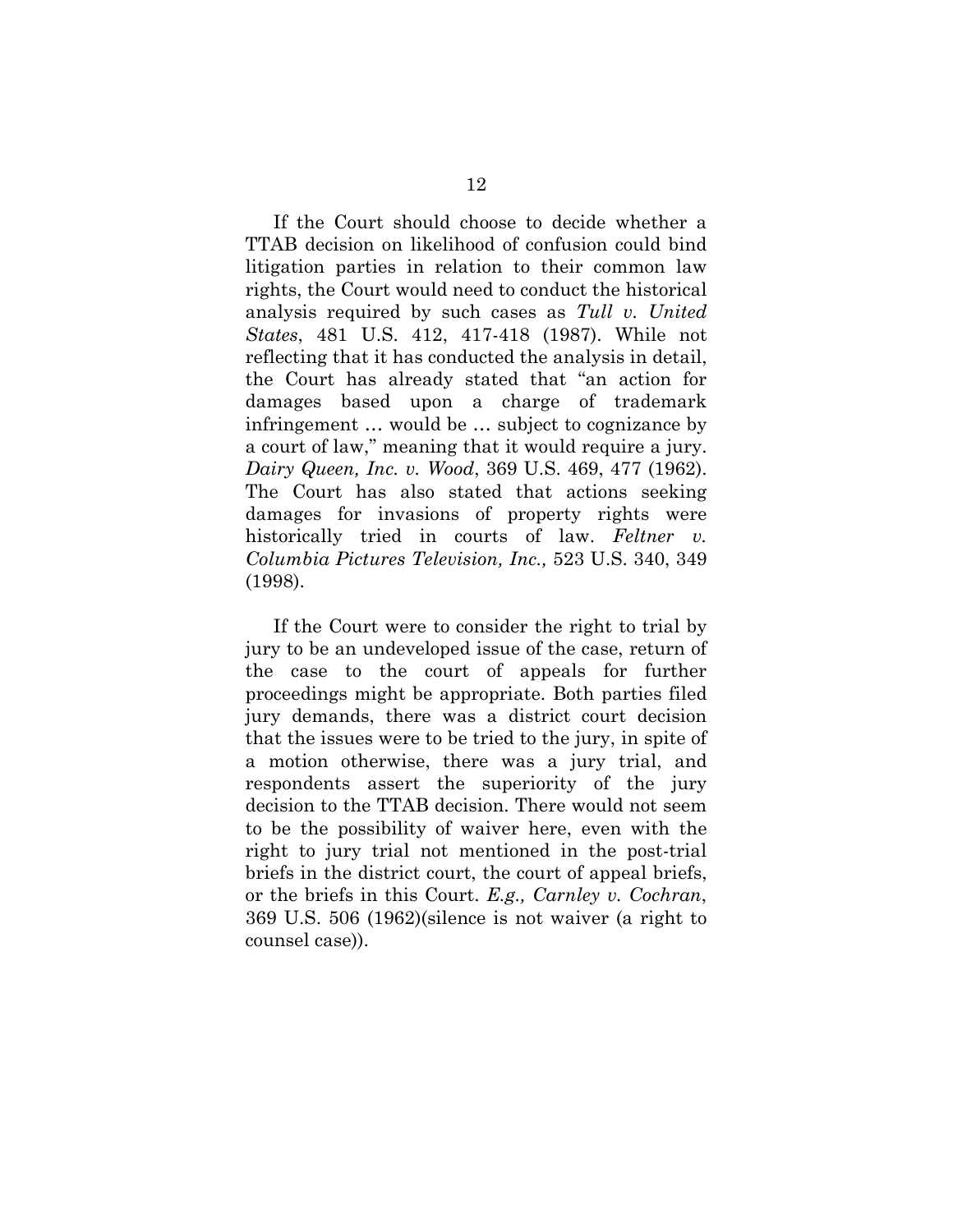If the Court should choose to decide whether a TTAB decision on likelihood of confusion could bind litigation parties in relation to their common law rights, the Court would need to conduct the historical analysis required by such cases as *Tull v. United States*, 481 U.S. 412, 417-418 (1987). While not reflecting that it has conducted the analysis in detail, the Court has already stated that "an action for damages based upon a charge of trademark infringement … would be … subject to cognizance by a court of law," meaning that it would require a jury. *Dairy Queen, Inc. v. Wood*, 369 U.S. 469, 477 (1962). The Court has also stated that actions seeking damages for invasions of property rights were historically tried in courts of law. *Feltner v. Columbia Pictures Television, Inc.,* 523 U.S. 340, 349 (1998).

If the Court were to consider the right to trial by jury to be an undeveloped issue of the case, return of the case to the court of appeals for further proceedings might be appropriate. Both parties filed jury demands, there was a district court decision that the issues were to be tried to the jury, in spite of a motion otherwise, there was a jury trial, and respondents assert the superiority of the jury decision to the TTAB decision. There would not seem to be the possibility of waiver here, even with the right to jury trial not mentioned in the post-trial briefs in the district court, the court of appeal briefs, or the briefs in this Court. *E.g., Carnley v. Cochran*, 369 U.S. 506 (1962)(silence is not waiver (a right to counsel case)).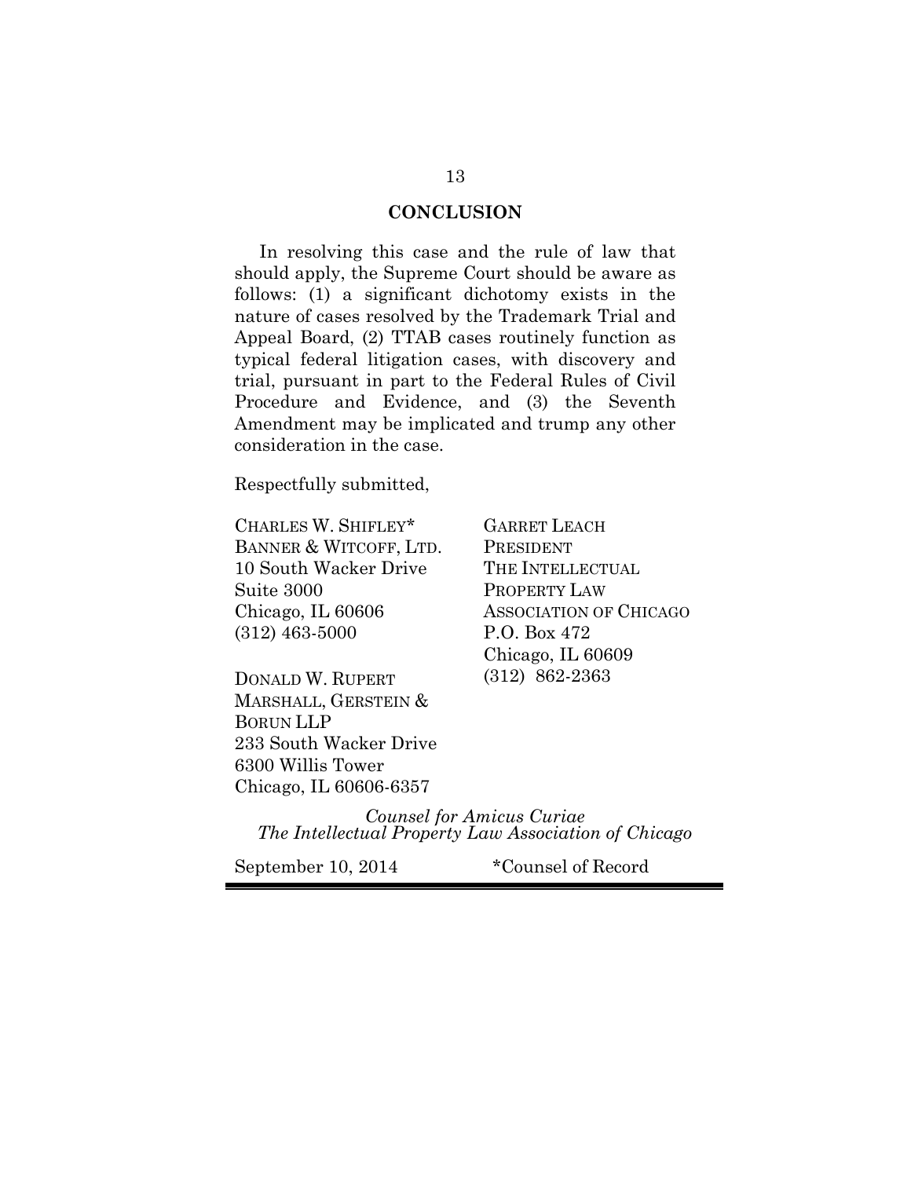## CONCLUSION

In resolving this case and the rule of law that should apply, the Supreme Court should be aware as follows: (1) a significant dichotomy exists in the nature of cases resolved by the Trademark Trial and Appeal Board, (2) TTAB cases routinely function as typical federal litigation cases, with discovery and trial, pursuant in part to the Federal Rules of Civil Procedure and Evidence, and (3) the Seventh Amendment may be implicated and trump any other consideration in the case.

Respectfully submitted,

CHARLES W. SHIFLEY*
BANNER & WITCOFF, LTD.
10 South Wacker Drive
Suite 3000
Chicago, IL 60606
(312) 463-5000

DONALD W. RUPERT
MARSHALL, GERSTEIN & BORUN LLP
233 South Wacker Drive
6300 Willis Tower
Chicago, IL 60606-6357

GARRET LEACH
PRESIDENT
THE INTELLECTUAL PROPERTY LAW ASSOCIATION OF CHICAGO
P.O. Box 472
Chicago, IL 60609
(312) 862-2363

*Counsel for Amicus Curiae*
*The Intellectual Property Law Association of Chicago*

September 10, 2014

*Counsel of Record